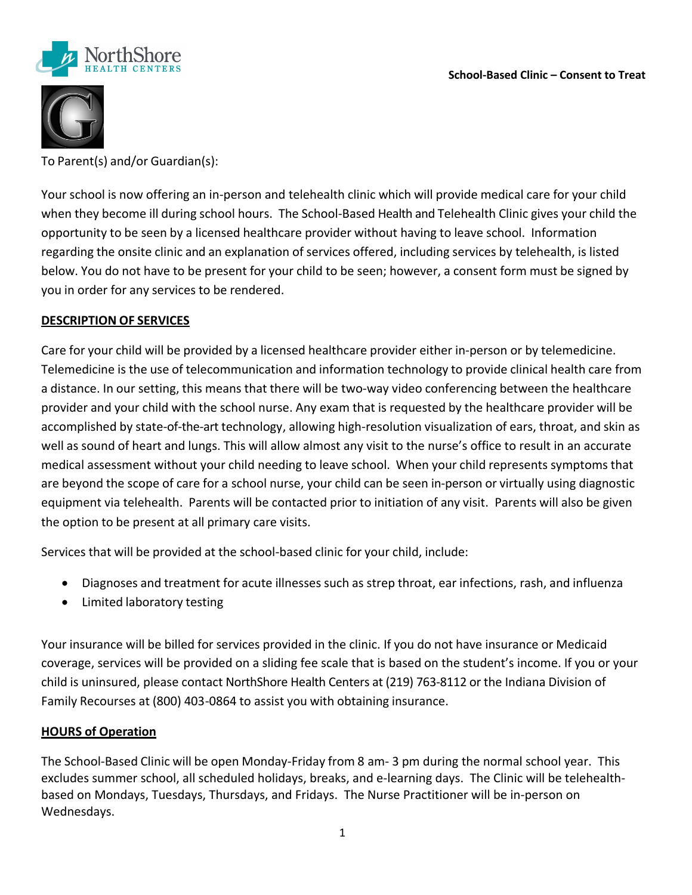**School-Based Clinic – Consent to Treat**

To Parent(s) and/or Guardian(s):

Your school is now offering an in-person and telehealth clinic which will provide medical care for your child when they become ill during school hours. The School-Based Health and Telehealth Clinic gives your child the opportunity to be seen by a licensed healthcare provider without having to leave school. Information regarding the onsite clinic and an explanation of services offered, including services by telehealth, is listed below. You do not have to be present for your child to be seen; however, a consent form must be signed by you in order for any services to be rendered.

## DESCRIPTION OF SERVICES

Care for your child will be provided by a licensed healthcare provider either in-person or by telemedicine. Telemedicine is the use of telecommunication and information technology to provide clinical health care from a distance. In our setting, this means that there will be two-way video conferencing between the healthcare provider and your child with the school nurse. Any exam that is requested by the healthcare provider will be accomplished by state-of-the-art technology, allowing high-resolution visualization of ears, throat, and skin as well as sound of heart and lungs. This will allow almost any visit to the nurse's office to result in an accurate medical assessment without your child needing to leave school. When your child represents symptoms that are beyond the scope of care for a school nurse, your child can be seen in-person or virtually using diagnostic equipment via telehealth. Parents will be contacted prior to initiation of any visit. Parents will also be given the option to be present at all primary care visits.

Services that will be provided at the school-based clinic for your child, include:

- Diagnoses and treatment for acute illnesses such as strep throat, ear infections, rash, and influenza
- Limited laboratory testing

Your insurance will be billed for services provided in the clinic. If you do not have insurance or Medicaid coverage, services will be provided on a sliding fee scale that is based on the student's income. If you or your child is uninsured, please contact NorthShore Health Centers at (219) 763-8112 or the Indiana Division of Family Recourses at (800) 403-0864 to assist you with obtaining insurance.

## HOURS of Operation

The School-Based Clinic will be open Monday-Friday from 8 am- 3 pm during the normal school year. This excludes summer school, all scheduled holidays, breaks, and e-learning days. The Clinic will be telehealth-based on Mondays, Tuesdays, Thursdays, and Fridays. The Nurse Practitioner will be in-person on Wednesdays.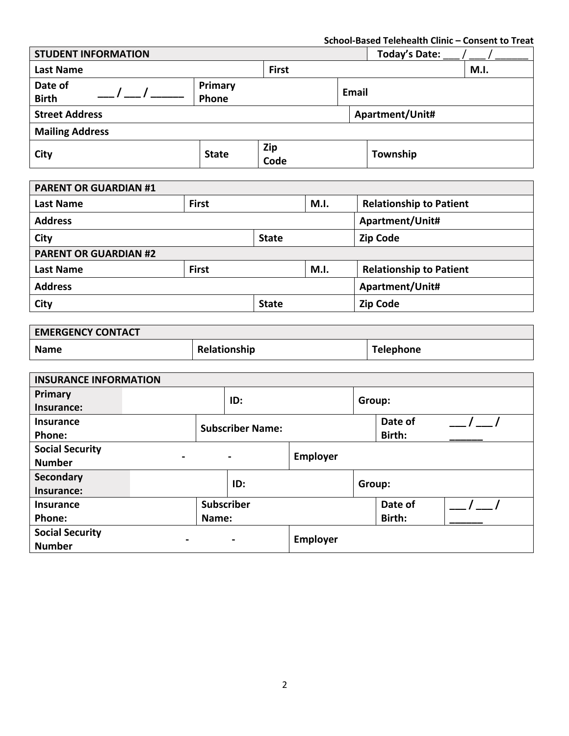School-Based Telehealth Clinic – Consent to Treat

| STUDENT INFORMATION | | | Today's Date: ___ / ___ / ______ |
|---|---|---|---|
| Last Name | | First | M.I. |
| Date of Birth ___ / ___ / ______ | Primary Phone | Email | |
| Street Address | | | Apartment/Unit# |
| Mailing Address | | | |
| City | State | Zip Code | Township |

| PARENT OR GUARDIAN #1 | | | |
|---|---|---|---|
| Last Name | First | M.I. | Relationship to Patient |
| Address | | | Apartment/Unit# |
| City | State | | Zip Code |
| **PARENT OR GUARDIAN #2** | | | |
| Last Name | First | M.I. | Relationship to Patient |
| Address | | | Apartment/Unit# |
| City | State | | Zip Code |

| EMERGENCY CONTACT | | |
|---|---|---|
| Name | Relationship | Telephone |

| INSURANCE INFORMATION | | | |
|---|---|---|---|
| Primary Insurance: | ID: | Group: | |
| Insurance Phone: | Subscriber Name: | Date of Birth: | ___ / ___ / ______ |
| Social Security Number - - | Employer | | |
| Secondary Insurance: | ID: | Group: | |
| Insurance Phone: | Subscriber Name: | Date of Birth: | ___ / ___ / ______ |
| Social Security Number - - | Employer | | |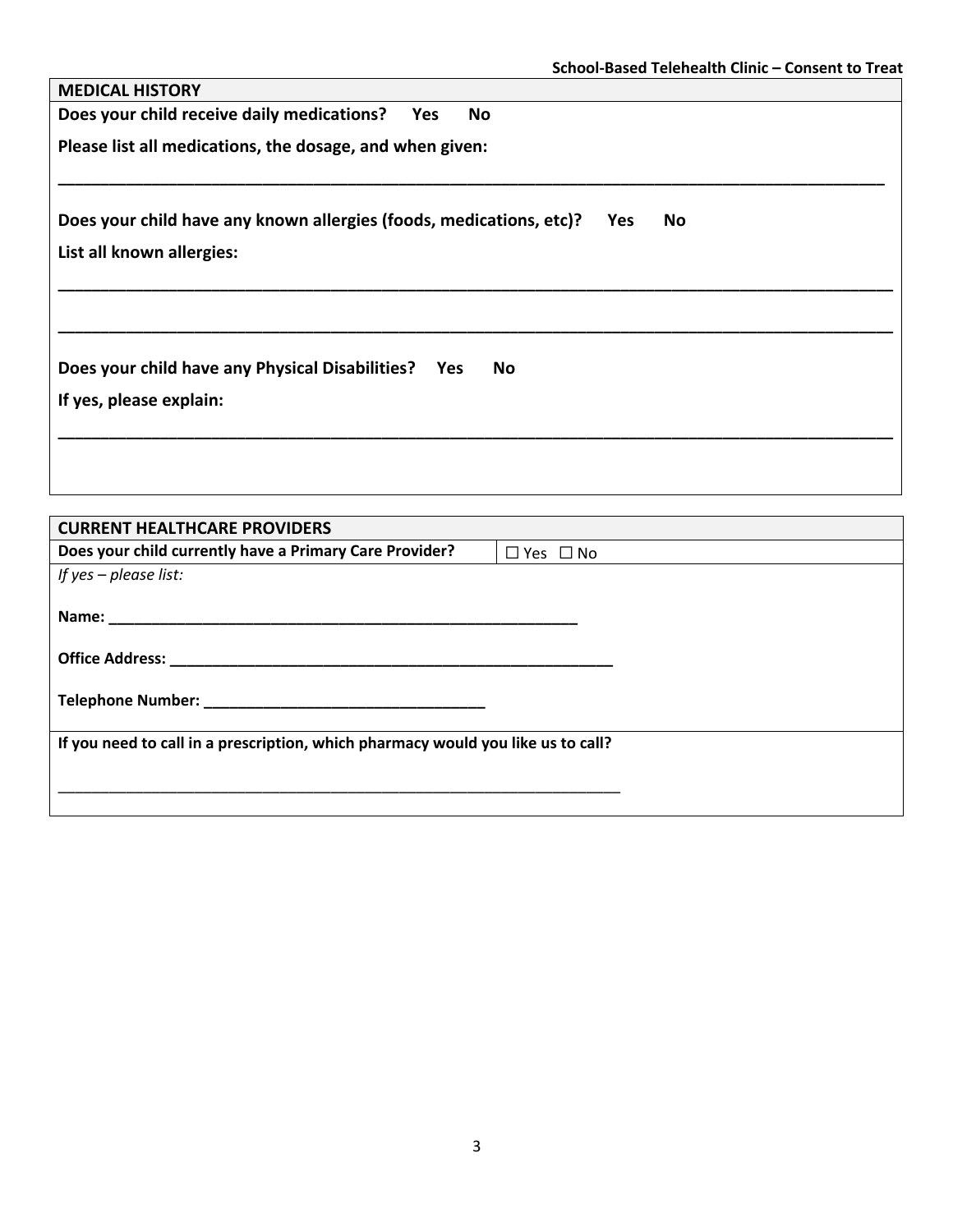## MEDICAL HISTORY

**Does your child receive daily medications? Yes No**

**Please list all medications, the dosage, and when given:**

______________________________________________________________________________________

**Does your child have any known allergies (foods, medications, etc)? Yes No**

**List all known allergies:**

______________________________________________________________________________________

______________________________________________________________________________________

**Does your child have any Physical Disabilities? Yes No**

**If yes, please explain:**

______________________________________________________________________________________

## CURRENT HEALTHCARE PROVIDERS

| **Does your child currently have a Primary Care Provider?** | ☐ Yes ☐ No |
|---|---|

*If yes – please list:*

**Name:** ____________________________________________________

**Office Address:** ________________________________________________

**Telephone Number:** ______________________________

**If you need to call in a prescription, which pharmacy would you like us to call?**

______________________________________________________________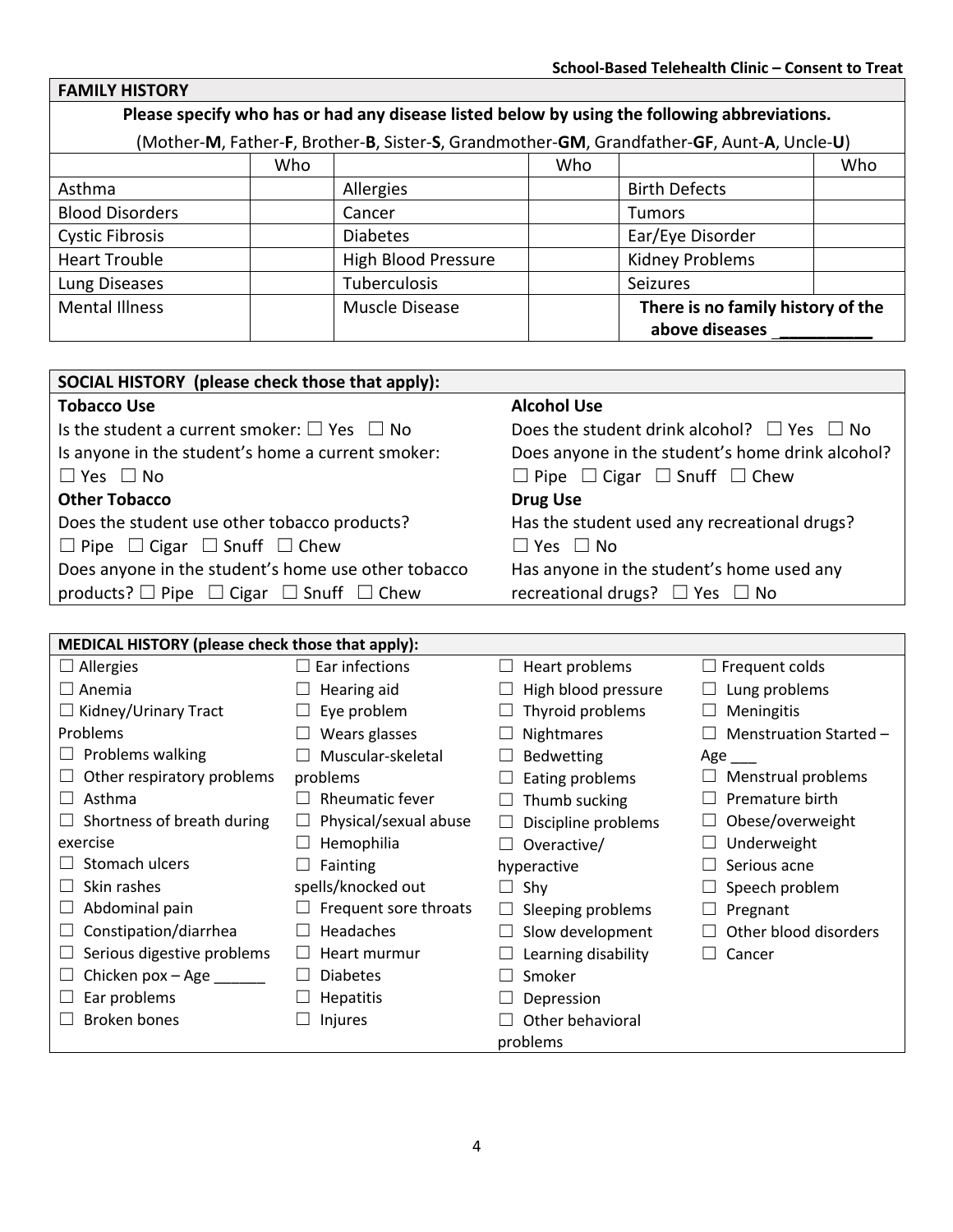## FAMILY HISTORY

**Please specify who has or had any disease listed below by using the following abbreviations.**

(Mother-**M**, Father-**F**, Brother-**B**, Sister-**S**, Grandmother-**GM**, Grandfather-**GF**, Aunt-**A**, Uncle-**U**)

| | Who | | Who | | Who |
|---|---|---|---|---|---|
| Asthma | | Allergies | | Birth Defects | |
| Blood Disorders | | Cancer | | Tumors | |
| Cystic Fibrosis | | Diabetes | | Ear/Eye Disorder | |
| Heart Trouble | | High Blood Pressure | | Kidney Problems | |
| Lung Diseases | | Tuberculosis | | Seizures | |
| Mental Illness | | Muscle Disease | | **There is no family history of the above diseases ___________** | |

## SOCIAL HISTORY (please check those that apply):

**Tobacco Use**

Is the student a current smoker: ☐ Yes ☐ No

Is anyone in the student's home a current smoker: ☐ Yes ☐ No

**Other Tobacco**

Does the student use other tobacco products? ☐ Pipe ☐ Cigar ☐ Snuff ☐ Chew

Does anyone in the student's home use other tobacco products? ☐ Pipe ☐ Cigar ☐ Snuff ☐ Chew

**Alcohol Use**

Does the student drink alcohol? ☐ Yes ☐ No

Does anyone in the student's home drink alcohol? ☐ Pipe ☐ Cigar ☐ Snuff ☐ Chew

**Drug Use**

Has the student used any recreational drugs? ☐ Yes ☐ No

Has anyone in the student's home used any recreational drugs? ☐ Yes ☐ No

## MEDICAL HISTORY (please check those that apply):

- ☐ Allergies
- ☐ Anemia
- ☐ Kidney/Urinary Tract Problems
- ☐ Problems walking
- ☐ Other respiratory problems
- ☐ Asthma
- ☐ Shortness of breath during exercise
- ☐ Stomach ulcers
- ☐ Skin rashes
- ☐ Abdominal pain
- ☐ Constipation/diarrhea
- ☐ Serious digestive problems
- ☐ Chicken pox – Age ______
- ☐ Ear problems
- ☐ Broken bones
- ☐ Ear infections
- ☐ Hearing aid
- ☐ Eye problem
- ☐ Wears glasses
- ☐ Muscular-skeletal problems
- ☐ Rheumatic fever
- ☐ Physical/sexual abuse
- ☐ Hemophilia
- ☐ Fainting spells/knocked out
- ☐ Frequent sore throats
- ☐ Headaches
- ☐ Heart murmur
- ☐ Diabetes
- ☐ Hepatitis
- ☐ Injures
- ☐ Heart problems
- ☐ High blood pressure
- ☐ Thyroid problems
- ☐ Nightmares
- ☐ Bedwetting
- ☐ Eating problems
- ☐ Thumb sucking
- ☐ Discipline problems
- ☐ Overactive/hyperactive
- ☐ Shy
- ☐ Sleeping problems
- ☐ Slow development
- ☐ Learning disability
- ☐ Smoker
- ☐ Depression
- ☐ Other behavioral problems
- ☐ Frequent colds
- ☐ Lung problems
- ☐ Meningitis
- ☐ Menstruation Started – Age ___
- ☐ Menstrual problems
- ☐ Premature birth
- ☐ Obese/overweight
- ☐ Underweight
- ☐ Serious acne
- ☐ Speech problem
- ☐ Pregnant
- ☐ Other blood disorders
- ☐ Cancer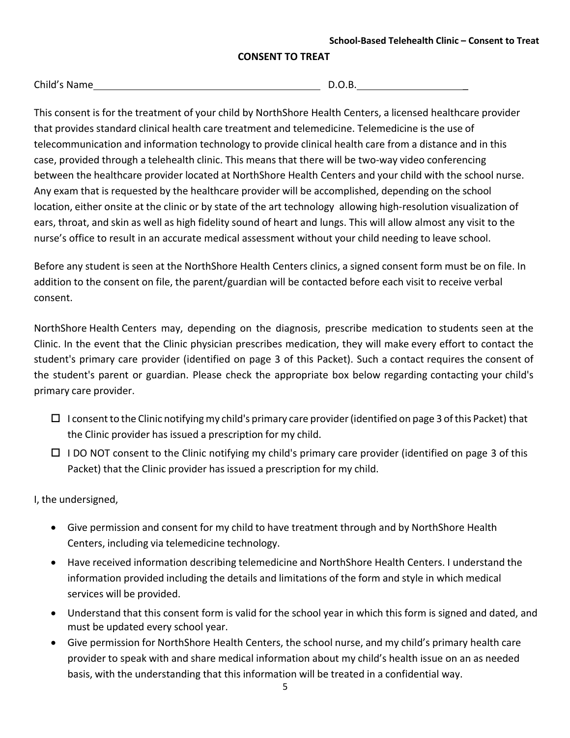## CONSENT TO TREAT

Child's Name_______________________________________ D.O.B.____________________

This consent is for the treatment of your child by NorthShore Health Centers, a licensed healthcare provider that provides standard clinical health care treatment and telemedicine. Telemedicine is the use of telecommunication and information technology to provide clinical health care from a distance and in this case, provided through a telehealth clinic. This means that there will be two-way video conferencing between the healthcare provider located at NorthShore Health Centers and your child with the school nurse. Any exam that is requested by the healthcare provider will be accomplished, depending on the school location, either onsite at the clinic or by state of the art technology allowing high-resolution visualization of ears, throat, and skin as well as high fidelity sound of heart and lungs. This will allow almost any visit to the nurse's office to result in an accurate medical assessment without your child needing to leave school.

Before any student is seen at the NorthShore Health Centers clinics, a signed consent form must be on file. In addition to the consent on file, the parent/guardian will be contacted before each visit to receive verbal consent.

NorthShore Health Centers may, depending on the diagnosis, prescribe medication to students seen at the Clinic. In the event that the Clinic physician prescribes medication, they will make every effort to contact the student's primary care provider (identified on page 3 of this Packet). Such a contact requires the consent of the student's parent or guardian. Please check the appropriate box below regarding contacting your child's primary care provider.

- ☐ I consent to the Clinic notifying my child's primary care provider (identified on page 3 of this Packet) that the Clinic provider has issued a prescription for my child.
- ☐ I DO NOT consent to the Clinic notifying my child's primary care provider (identified on page 3 of this Packet) that the Clinic provider has issued a prescription for my child.

I, the undersigned,

- Give permission and consent for my child to have treatment through and by NorthShore Health Centers, including via telemedicine technology.
- Have received information describing telemedicine and NorthShore Health Centers. I understand the information provided including the details and limitations of the form and style in which medical services will be provided.
- Understand that this consent form is valid for the school year in which this form is signed and dated, and must be updated every school year.
- Give permission for NorthShore Health Centers, the school nurse, and my child's primary health care provider to speak with and share medical information about my child's health issue on an as needed basis, with the understanding that this information will be treated in a confidential way.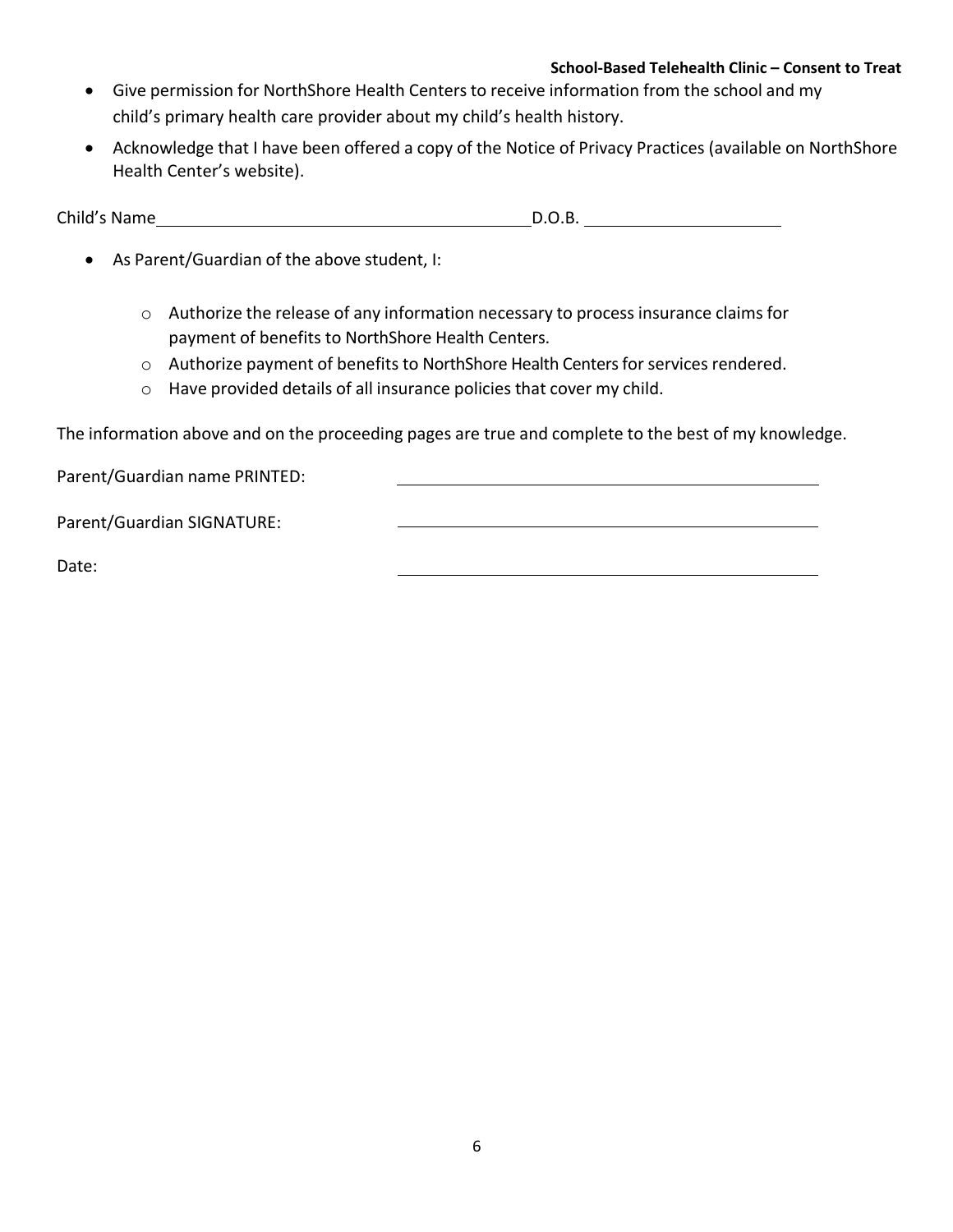- Give permission for NorthShore Health Centers to receive information from the school and my child's primary health care provider about my child's health history.
- Acknowledge that I have been offered a copy of the Notice of Privacy Practices (available on NorthShore Health Center's website).

Child's Name ________________________________________ D.O.B. ____________________

- As Parent/Guardian of the above student, I:
  - Authorize the release of any information necessary to process insurance claims for payment of benefits to NorthShore Health Centers.
  - Authorize payment of benefits to NorthShore Health Centers for services rendered.
  - Have provided details of all insurance policies that cover my child.

The information above and on the proceeding pages are true and complete to the best of my knowledge.

Parent/Guardian name PRINTED: ________________________________________

Parent/Guardian SIGNATURE: ________________________________________

Date: ________________________________________